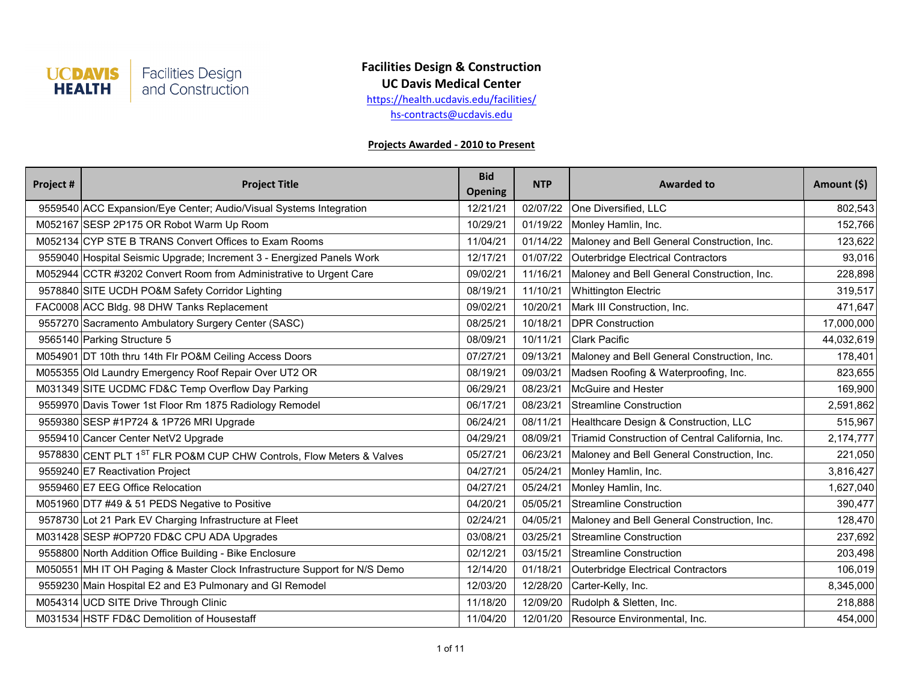UC DAVIS HEALTH | Facilities Design and Construction

# Facilities Design & Construction
## UC Davis Medical Center

https://health.ucdavis.edu/facilities/

hs-contracts@ucdavis.edu

**Projects Awarded - 2010 to Present**

| Project # | Project Title | Bid Opening | NTP | Awarded to | Amount ($) |
|---|---|---|---|---|---|
| 9559540 | ACC Expansion/Eye Center; Audio/Visual Systems Integration | 12/21/21 | 02/07/22 | One Diversified, LLC | 802,543 |
| M052167 | SESP 2P175 OR Robot Warm Up Room | 10/29/21 | 01/19/22 | Monley Hamlin, Inc. | 152,766 |
| M052134 | CYP STE B TRANS Convert Offices to Exam Rooms | 11/04/21 | 01/14/22 | Maloney and Bell General Construction, Inc. | 123,622 |
| 9559040 | Hospital Seismic Upgrade; Increment 3 - Energized Panels Work | 12/17/21 | 01/07/22 | Outerbridge Electrical Contractors | 93,016 |
| M052944 | CCTR #3202 Convert Room from Administrative to Urgent Care | 09/02/21 | 11/16/21 | Maloney and Bell General Construction, Inc. | 228,898 |
| 9578840 | SITE UCDH PO&M Safety Corridor Lighting | 08/19/21 | 11/10/21 | Whittington Electric | 319,517 |
| FAC0008 | ACC Bldg. 98 DHW Tanks Replacement | 09/02/21 | 10/20/21 | Mark III Construction, Inc. | 471,647 |
| 9557270 | Sacramento Ambulatory Surgery Center (SASC) | 08/25/21 | 10/18/21 | DPR Construction | 17,000,000 |
| 9565140 | Parking Structure 5 | 08/09/21 | 10/11/21 | Clark Pacific | 44,032,619 |
| M054901 | DT 10th thru 14th Flr PO&M Ceiling Access Doors | 07/27/21 | 09/13/21 | Maloney and Bell General Construction, Inc. | 178,401 |
| M055355 | Old Laundry Emergency Roof Repair Over UT2 OR | 08/19/21 | 09/03/21 | Madsen Roofing & Waterproofing, Inc. | 823,655 |
| M031349 | SITE UCDMC FD&C Temp Overflow Day Parking | 06/29/21 | 08/23/21 | McGuire and Hester | 169,900 |
| 9559970 | Davis Tower 1st Floor Rm 1875 Radiology Remodel | 06/17/21 | 08/23/21 | Streamline Construction | 2,591,862 |
| 9559380 | SESP #1P724 & 1P726 MRI Upgrade | 06/24/21 | 08/11/21 | Healthcare Design & Construction, LLC | 515,967 |
| 9559410 | Cancer Center NetV2 Upgrade | 04/29/21 | 08/09/21 | Triamid Construction of Central California, Inc. | 2,174,777 |
| 9578830 | CENT PLT 1ST FLR PO&M CUP CHW Controls, Flow Meters & Valves | 05/27/21 | 06/23/21 | Maloney and Bell General Construction, Inc. | 221,050 |
| 9559240 | E7 Reactivation Project | 04/27/21 | 05/24/21 | Monley Hamlin, Inc. | 3,816,427 |
| 9559460 | E7 EEG Office Relocation | 04/27/21 | 05/24/21 | Monley Hamlin, Inc. | 1,627,040 |
| M051960 | DT7 #49 & 51 PEDS Negative to Positive | 04/20/21 | 05/05/21 | Streamline Construction | 390,477 |
| 9578730 | Lot 21 Park EV Charging Infrastructure at Fleet | 02/24/21 | 04/05/21 | Maloney and Bell General Construction, Inc. | 128,470 |
| M031428 | SESP #OP720 FD&C CPU ADA Upgrades | 03/08/21 | 03/25/21 | Streamline Construction | 237,692 |
| 9558800 | North Addition Office Building - Bike Enclosure | 02/12/21 | 03/15/21 | Streamline Construction | 203,498 |
| M050551 | MH IT OH Paging & Master Clock Infrastructure Support for N/S Demo | 12/14/20 | 01/18/21 | Outerbridge Electrical Contractors | 106,019 |
| 9559230 | Main Hospital E2 and E3 Pulmonary and GI Remodel | 12/03/20 | 12/28/20 | Carter-Kelly, Inc. | 8,345,000 |
| M054314 | UCD SITE Drive Through Clinic | 11/18/20 | 12/09/20 | Rudolph & Sletten, Inc. | 218,888 |
| M031534 | HSTF FD&C Demolition of Housestaff | 11/04/20 | 12/01/20 | Resource Environmental, Inc. | 454,000 |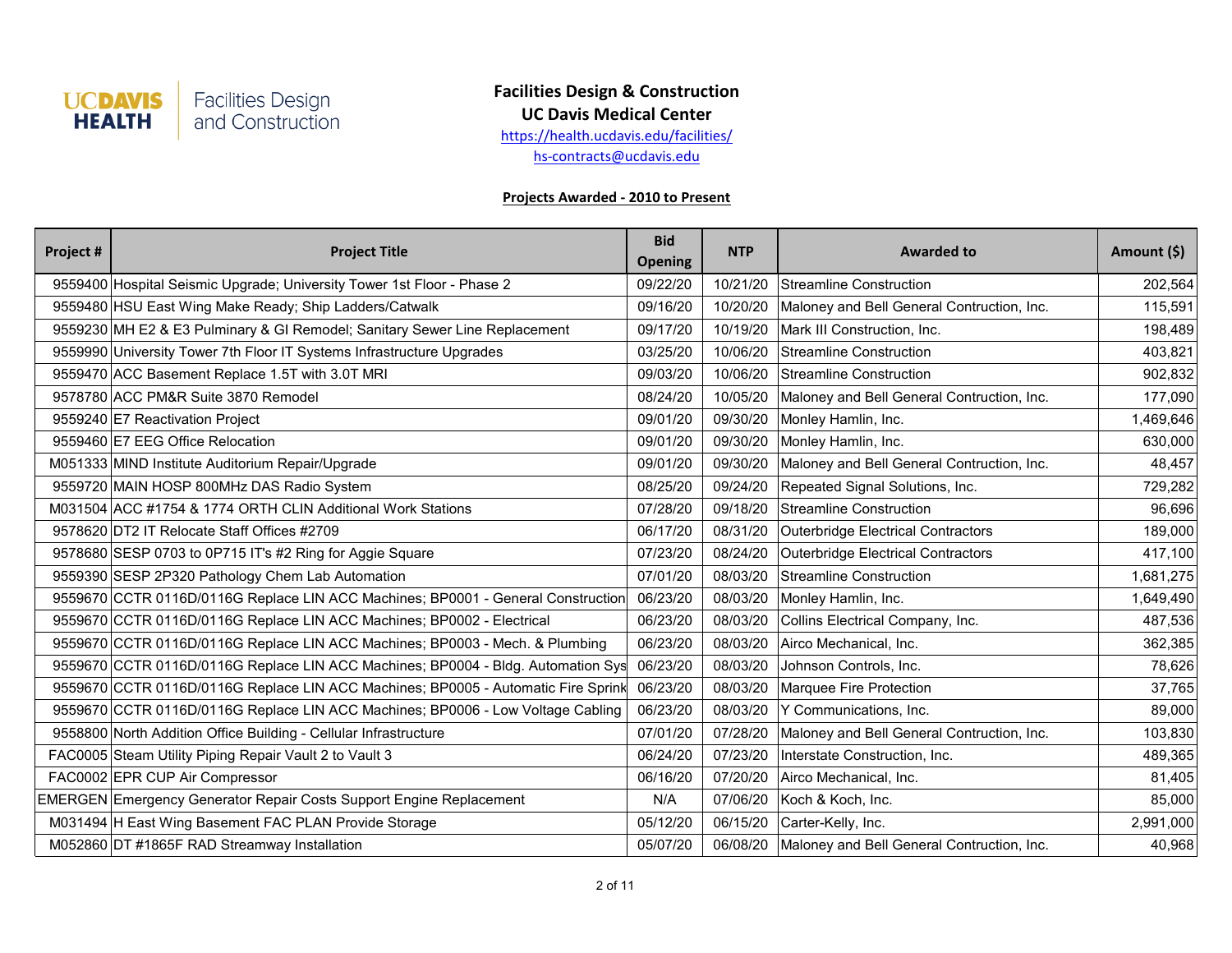# Facilities Design & Construction

## UC Davis Medical Center

https://health.ucdavis.edu/facilities/

hs-contracts@ucdavis.edu

### Projects Awarded - 2010 to Present

| Project # | Project Title | Bid Opening | NTP | Awarded to | Amount ($) |
|---|---|---|---|---|---|
| 9559400 | Hospital Seismic Upgrade; University Tower 1st Floor - Phase 2 | 09/22/20 | 10/21/20 | Streamline Construction | 202,564 |
| 9559480 | HSU East Wing Make Ready; Ship Ladders/Catwalk | 09/16/20 | 10/20/20 | Maloney and Bell General Contruction, Inc. | 115,591 |
| 9559230 | MH E2 & E3 Pulminary & GI Remodel; Sanitary Sewer Line Replacement | 09/17/20 | 10/19/20 | Mark III Construction, Inc. | 198,489 |
| 9559990 | University Tower 7th Floor IT Systems Infrastructure Upgrades | 03/25/20 | 10/06/20 | Streamline Construction | 403,821 |
| 9559470 | ACC Basement Replace 1.5T with 3.0T MRI | 09/03/20 | 10/06/20 | Streamline Construction | 902,832 |
| 9578780 | ACC PM&R Suite 3870 Remodel | 08/24/20 | 10/05/20 | Maloney and Bell General Contruction, Inc. | 177,090 |
| 9559240 | E7 Reactivation Project | 09/01/20 | 09/30/20 | Monley Hamlin, Inc. | 1,469,646 |
| 9559460 | E7 EEG Office Relocation | 09/01/20 | 09/30/20 | Monley Hamlin, Inc. | 630,000 |
| M051333 | MIND Institute Auditorium Repair/Upgrade | 09/01/20 | 09/30/20 | Maloney and Bell General Contruction, Inc. | 48,457 |
| 9559720 | MAIN HOSP 800MHz DAS Radio System | 08/25/20 | 09/24/20 | Repeated Signal Solutions, Inc. | 729,282 |
| M031504 | ACC #1754 & 1774 ORTH CLIN Additional Work Stations | 07/28/20 | 09/18/20 | Streamline Construction | 96,696 |
| 9578620 | DT2 IT Relocate Staff Offices #2709 | 06/17/20 | 08/31/20 | Outerbridge Electrical Contractors | 189,000 |
| 9578680 | SESP 0703 to 0P715 IT's #2 Ring for Aggie Square | 07/23/20 | 08/24/20 | Outerbridge Electrical Contractors | 417,100 |
| 9559390 | SESP 2P320 Pathology Chem Lab Automation | 07/01/20 | 08/03/20 | Streamline Construction | 1,681,275 |
| 9559670 | CCTR 0116D/0116G Replace LIN ACC Machines; BP0001 - General Construction | 06/23/20 | 08/03/20 | Monley Hamlin, Inc. | 1,649,490 |
| 9559670 | CCTR 0116D/0116G Replace LIN ACC Machines; BP0002 - Electrical | 06/23/20 | 08/03/20 | Collins Electrical Company, Inc. | 487,536 |
| 9559670 | CCTR 0116D/0116G Replace LIN ACC Machines; BP0003 - Mech. & Plumbing | 06/23/20 | 08/03/20 | Airco Mechanical, Inc. | 362,385 |
| 9559670 | CCTR 0116D/0116G Replace LIN ACC Machines; BP0004 - Bldg. Automation Sys | 06/23/20 | 08/03/20 | Johnson Controls, Inc. | 78,626 |
| 9559670 | CCTR 0116D/0116G Replace LIN ACC Machines; BP0005 - Automatic Fire Sprink | 06/23/20 | 08/03/20 | Marquee Fire Protection | 37,765 |
| 9559670 | CCTR 0116D/0116G Replace LIN ACC Machines; BP0006 - Low Voltage Cabling | 06/23/20 | 08/03/20 | Y Communications, Inc. | 89,000 |
| 9558800 | North Addition Office Building - Cellular Infrastructure | 07/01/20 | 07/28/20 | Maloney and Bell General Contruction, Inc. | 103,830 |
| FAC0005 | Steam Utility Piping Repair Vault 2 to Vault 3 | 06/24/20 | 07/23/20 | Interstate Construction, Inc. | 489,365 |
| FAC0002 | EPR CUP Air Compressor | 06/16/20 | 07/20/20 | Airco Mechanical, Inc. | 81,405 |
| EMERGEN | Emergency Generator Repair Costs Support Engine Replacement | N/A | 07/06/20 | Koch & Koch, Inc. | 85,000 |
| M031494 | H East Wing Basement FAC PLAN Provide Storage | 05/12/20 | 06/15/20 | Carter-Kelly, Inc. | 2,991,000 |
| M052860 | DT #1865F RAD Streamway Installation | 05/07/20 | 06/08/20 | Maloney and Bell General Contruction, Inc. | 40,968 |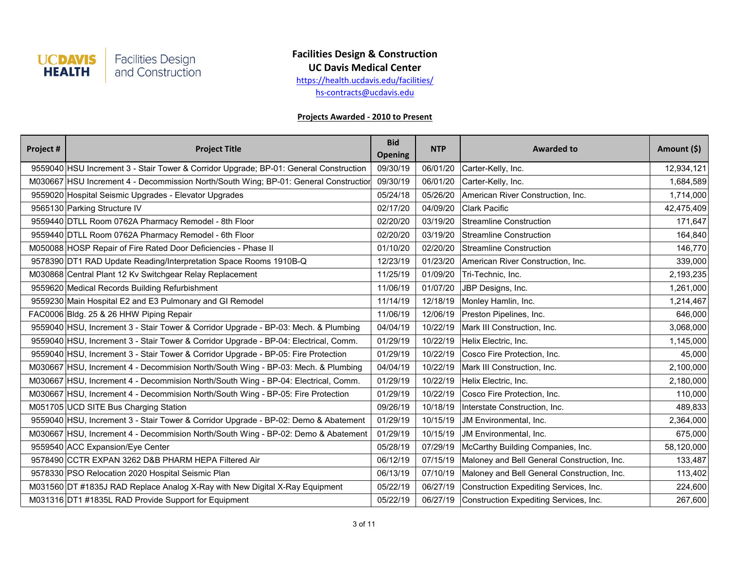**UC DAVIS HEALTH** | Facilities Design and Construction

# Facilities Design & Construction
## UC Davis Medical Center

https://health.ucdavis.edu/facilities/

hs-contracts@ucdavis.edu

**Projects Awarded - 2010 to Present**

| Project # | Project Title | Bid Opening | NTP | Awarded to | Amount ($) |
|---|---|---|---|---|---|
| 9559040 | HSU Increment 3 - Stair Tower & Corridor Upgrade; BP-01: General Construction | 09/30/19 | 06/01/20 | Carter-Kelly, Inc. | 12,934,121 |
| M030667 | HSU Increment 4 - Decommission North/South Wing; BP-01: General Constructior | 09/30/19 | 06/01/20 | Carter-Kelly, Inc. | 1,684,589 |
| 9559020 | Hospital Seismic Upgrades - Elevator Upgrades | 05/24/18 | 05/26/20 | American River Construction, Inc. | 1,714,000 |
| 9565130 | Parking Structure IV | 02/17/20 | 04/09/20 | Clark Pacific | 42,475,409 |
| 9559440 | DTLL Room 0762A Pharmacy Remodel - 8th Floor | 02/20/20 | 03/19/20 | Streamline Construction | 171,647 |
| 9559440 | DTLL Room 0762A Pharmacy Remodel - 6th Floor | 02/20/20 | 03/19/20 | Streamline Construction | 164,840 |
| M050088 | HOSP Repair of Fire Rated Door Deficiencies - Phase II | 01/10/20 | 02/20/20 | Streamline Construction | 146,770 |
| 9578390 | DT1 RAD Update Reading/Interpretation Space Rooms 1910B-Q | 12/23/19 | 01/23/20 | American River Construction, Inc. | 339,000 |
| M030868 | Central Plant 12 Kv Switchgear Relay Replacement | 11/25/19 | 01/09/20 | Tri-Technic, Inc. | 2,193,235 |
| 9559620 | Medical Records Building Refurbishment | 11/06/19 | 01/07/20 | JBP Designs, Inc. | 1,261,000 |
| 9559230 | Main Hospital E2 and E3 Pulmonary and GI Remodel | 11/14/19 | 12/18/19 | Monley Hamlin, Inc. | 1,214,467 |
| FAC0006 | Bldg. 25 & 26 HHW Piping Repair | 11/06/19 | 12/06/19 | Preston Pipelines, Inc. | 646,000 |
| 9559040 | HSU, Increment 3 - Stair Tower & Corridor Upgrade - BP-03: Mech. & Plumbing | 04/04/19 | 10/22/19 | Mark III Construction, Inc. | 3,068,000 |
| 9559040 | HSU, Increment 3 - Stair Tower & Corridor Upgrade - BP-04: Electrical, Comm. | 01/29/19 | 10/22/19 | Helix Electric, Inc. | 1,145,000 |
| 9559040 | HSU, Increment 3 - Stair Tower & Corridor Upgrade - BP-05: Fire Protection | 01/29/19 | 10/22/19 | Cosco Fire Protection, Inc. | 45,000 |
| M030667 | HSU, Increment 4 - Decommision North/South Wing - BP-03: Mech. & Plumbing | 04/04/19 | 10/22/19 | Mark III Construction, Inc. | 2,100,000 |
| M030667 | HSU, Increment 4 - Decommision North/South Wing - BP-04: Electrical, Comm. | 01/29/19 | 10/22/19 | Helix Electric, Inc. | 2,180,000 |
| M030667 | HSU, Increment 4 - Decommision North/South Wing - BP-05: Fire Protection | 01/29/19 | 10/22/19 | Cosco Fire Protection, Inc. | 110,000 |
| M051705 | UCD SITE Bus Charging Station | 09/26/19 | 10/18/19 | Interstate Construction, Inc. | 489,833 |
| 9559040 | HSU, Increment 3 - Stair Tower & Corridor Upgrade - BP-02: Demo & Abatement | 01/29/19 | 10/15/19 | JM Environmental, Inc. | 2,364,000 |
| M030667 | HSU, Increment 4 - Decommision North/South Wing - BP-02: Demo & Abatement | 01/29/19 | 10/15/19 | JM Environmental, Inc. | 675,000 |
| 9559540 | ACC Expansion/Eye Center | 05/28/19 | 07/29/19 | McCarthy Building Companies, Inc. | 58,120,000 |
| 9578490 | CCTR EXPAN 3262 D&B PHARM HEPA Filtered Air | 06/12/19 | 07/15/19 | Maloney and Bell General Construction, Inc. | 133,487 |
| 9578330 | PSO Relocation 2020 Hospital Seismic Plan | 06/13/19 | 07/10/19 | Maloney and Bell General Construction, Inc. | 113,402 |
| M031560 | DT #1835J RAD Replace Analog X-Ray with New Digital X-Ray Equipment | 05/22/19 | 06/27/19 | Construction Expediting Services, Inc. | 224,600 |
| M031316 | DT1 #1835L RAD Provide Support for Equipment | 05/22/19 | 06/27/19 | Construction Expediting Services, Inc. | 267,600 |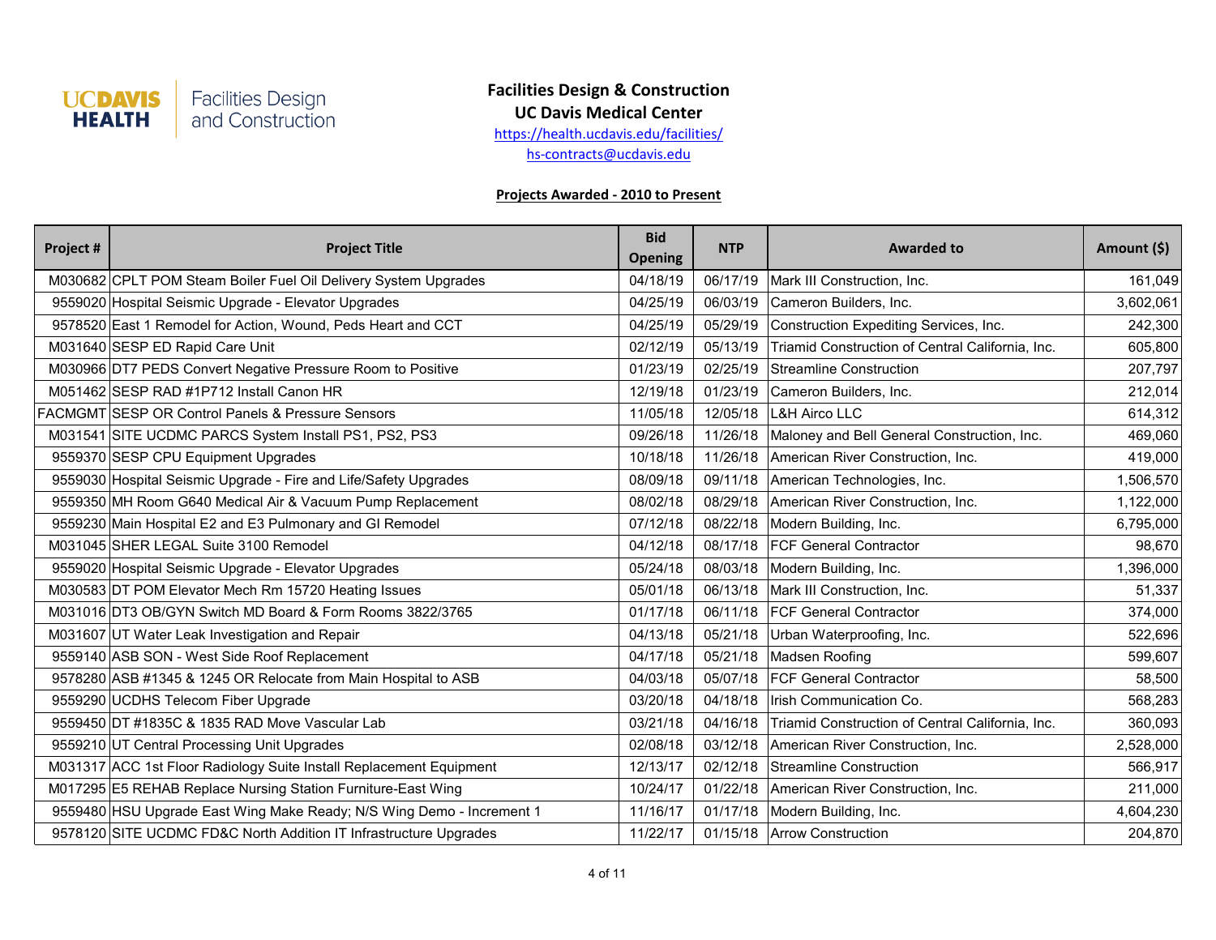UC DAVIS HEALTH | Facilities Design and Construction

# Facilities Design & Construction
## UC Davis Medical Center

https://health.ucdavis.edu/facilities/

hs-contracts@ucdavis.edu

**Projects Awarded - 2010 to Present**

| Project # | Project Title | Bid Opening | NTP | Awarded to | Amount ($) |
|---|---|---|---|---|---|
| M030682 | CPLT POM Steam Boiler Fuel Oil Delivery System Upgrades | 04/18/19 | 06/17/19 | Mark III Construction, Inc. | 161,049 |
| 9559020 | Hospital Seismic Upgrade - Elevator Upgrades | 04/25/19 | 06/03/19 | Cameron Builders, Inc. | 3,602,061 |
| 9578520 | East 1 Remodel for Action, Wound, Peds Heart and CCT | 04/25/19 | 05/29/19 | Construction Expediting Services, Inc. | 242,300 |
| M031640 | SESP ED Rapid Care Unit | 02/12/19 | 05/13/19 | Triamid Construction of Central California, Inc. | 605,800 |
| M030966 | DT7 PEDS Convert Negative Pressure Room to Positive | 01/23/19 | 02/25/19 | Streamline Construction | 207,797 |
| M051462 | SESP RAD #1P712 Install Canon HR | 12/19/18 | 01/23/19 | Cameron Builders, Inc. | 212,014 |
| FACMGMT | SESP OR Control Panels & Pressure Sensors | 11/05/18 | 12/05/18 | L&H Airco LLC | 614,312 |
| M031541 | SITE UCDMC PARCS System Install PS1, PS2, PS3 | 09/26/18 | 11/26/18 | Maloney and Bell General Construction, Inc. | 469,060 |
| 9559370 | SESP CPU Equipment Upgrades | 10/18/18 | 11/26/18 | American River Construction, Inc. | 419,000 |
| 9559030 | Hospital Seismic Upgrade - Fire and Life/Safety Upgrades | 08/09/18 | 09/11/18 | American Technologies, Inc. | 1,506,570 |
| 9559350 | MH Room G640 Medical Air & Vacuum Pump Replacement | 08/02/18 | 08/29/18 | American River Construction, Inc. | 1,122,000 |
| 9559230 | Main Hospital E2 and E3 Pulmonary and GI Remodel | 07/12/18 | 08/22/18 | Modern Building, Inc. | 6,795,000 |
| M031045 | SHER LEGAL Suite 3100 Remodel | 04/12/18 | 08/17/18 | FCF General Contractor | 98,670 |
| 9559020 | Hospital Seismic Upgrade - Elevator Upgrades | 05/24/18 | 08/03/18 | Modern Building, Inc. | 1,396,000 |
| M030583 | DT POM Elevator Mech Rm 15720 Heating Issues | 05/01/18 | 06/13/18 | Mark III Construction, Inc. | 51,337 |
| M031016 | DT3 OB/GYN Switch MD Board & Form Rooms 3822/3765 | 01/17/18 | 06/11/18 | FCF General Contractor | 374,000 |
| M031607 | UT Water Leak Investigation and Repair | 04/13/18 | 05/21/18 | Urban Waterproofing, Inc. | 522,696 |
| 9559140 | ASB SON - West Side Roof Replacement | 04/17/18 | 05/21/18 | Madsen Roofing | 599,607 |
| 9578280 | ASB #1345 & 1245 OR Relocate from Main Hospital to ASB | 04/03/18 | 05/07/18 | FCF General Contractor | 58,500 |
| 9559290 | UCDHS Telecom Fiber Upgrade | 03/20/18 | 04/18/18 | Irish Communication Co. | 568,283 |
| 9559450 | DT #1835C & 1835 RAD Move Vascular Lab | 03/21/18 | 04/16/18 | Triamid Construction of Central California, Inc. | 360,093 |
| 9559210 | UT Central Processing Unit Upgrades | 02/08/18 | 03/12/18 | American River Construction, Inc. | 2,528,000 |
| M031317 | ACC 1st Floor Radiology Suite Install Replacement Equipment | 12/13/17 | 02/12/18 | Streamline Construction | 566,917 |
| M017295 | E5 REHAB Replace Nursing Station Furniture-East Wing | 10/24/17 | 01/22/18 | American River Construction, Inc. | 211,000 |
| 9559480 | HSU Upgrade East Wing Make Ready; N/S Wing Demo - Increment 1 | 11/16/17 | 01/17/18 | Modern Building, Inc. | 4,604,230 |
| 9578120 | SITE UCDMC FD&C North Addition IT Infrastructure Upgrades | 11/22/17 | 01/15/18 | Arrow Construction | 204,870 |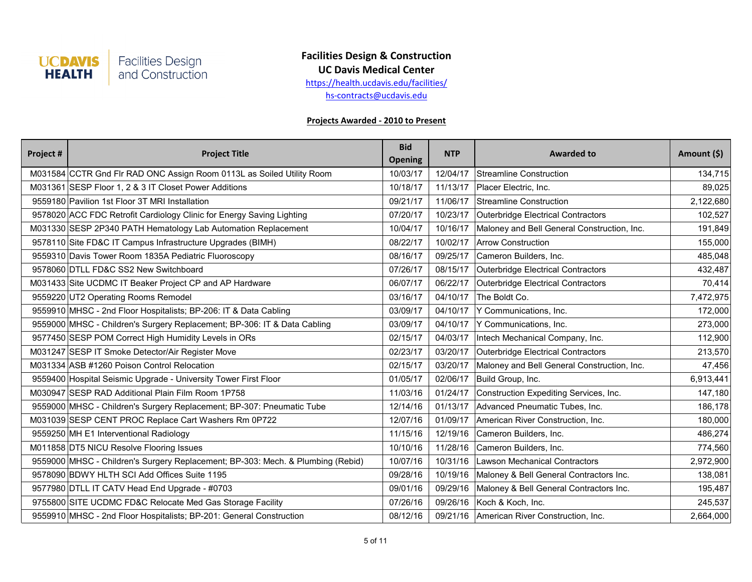**Facilities Design & Construction**
**UC Davis Medical Center**
https://health.ucdavis.edu/facilities/
hs-contracts@ucdavis.edu

**Projects Awarded - 2010 to Present**

| Project # | Project Title | Bid Opening | NTP | Awarded to | Amount ($) |
|---|---|---|---|---|---|
| M031584 | CCTR Gnd Flr RAD ONC Assign Room 0113L as Soiled Utility Room | 10/03/17 | 12/04/17 | Streamline Construction | 134,715 |
| M031361 | SESP Floor 1, 2 & 3 IT Closet Power Additions | 10/18/17 | 11/13/17 | Placer Electric, Inc. | 89,025 |
| 9559180 | Pavilion 1st Floor 3T MRI Installation | 09/21/17 | 11/06/17 | Streamline Construction | 2,122,680 |
| 9578020 | ACC FDC Retrofit Cardiology Clinic for Energy Saving Lighting | 07/20/17 | 10/23/17 | Outerbridge Electrical Contractors | 102,527 |
| M031330 | SESP 2P340 PATH Hematology Lab Automation Replacement | 10/04/17 | 10/16/17 | Maloney and Bell General Construction, Inc. | 191,849 |
| 9578110 | Site FD&C IT Campus Infrastructure Upgrades (BIMH) | 08/22/17 | 10/02/17 | Arrow Construction | 155,000 |
| 9559310 | Davis Tower Room 1835A Pediatric Fluoroscopy | 08/16/17 | 09/25/17 | Cameron Builders, Inc. | 485,048 |
| 9578060 | DTLL FD&C SS2 New Switchboard | 07/26/17 | 08/15/17 | Outerbridge Electrical Contractors | 432,487 |
| M031433 | Site UCDMC IT Beaker Project CP and AP Hardware | 06/07/17 | 06/22/17 | Outerbridge Electrical Contractors | 70,414 |
| 9559220 | UT2 Operating Rooms Remodel | 03/16/17 | 04/10/17 | The Boldt Co. | 7,472,975 |
| 9559910 | MHSC - 2nd Floor Hospitalists; BP-206: IT & Data Cabling | 03/09/17 | 04/10/17 | Y Communications, Inc. | 172,000 |
| 9559000 | MHSC - Children's Surgery Replacement; BP-306: IT & Data Cabling | 03/09/17 | 04/10/17 | Y Communications, Inc. | 273,000 |
| 9577450 | SESP POM Correct High Humidity Levels in ORs | 02/15/17 | 04/03/17 | Intech Mechanical Company, Inc. | 112,900 |
| M031247 | SESP IT Smoke Detector/Air Register Move | 02/23/17 | 03/20/17 | Outerbridge Electrical Contractors | 213,570 |
| M031334 | ASB #1260 Poison Control Relocation | 02/15/17 | 03/20/17 | Maloney and Bell General Construction, Inc. | 47,456 |
| 9559400 | Hospital Seismic Upgrade - University Tower First Floor | 01/05/17 | 02/06/17 | Build Group, Inc. | 6,913,441 |
| M030947 | SESP RAD Additional Plain Film Room 1P758 | 11/03/16 | 01/24/17 | Construction Expediting Services, Inc. | 147,180 |
| 9559000 | MHSC - Children's Surgery Replacement; BP-307: Pneumatic Tube | 12/14/16 | 01/13/17 | Advanced Pneumatic Tubes, Inc. | 186,178 |
| M031039 | SESP CENT PROC Replace Cart Washers Rm 0P722 | 12/07/16 | 01/09/17 | American River Construction, Inc. | 180,000 |
| 9559250 | MH E1 Interventional Radiology | 11/15/16 | 12/19/16 | Cameron Builders, Inc. | 486,274 |
| M011858 | DT5 NICU Resolve Flooring Issues | 10/10/16 | 11/28/16 | Cameron Builders, Inc. | 774,560 |
| 9559000 | MHSC - Children's Surgery Replacement; BP-303: Mech. & Plumbing (Rebid) | 10/07/16 | 10/31/16 | Lawson Mechanical Contractors | 2,972,900 |
| 9578090 | BDWY HLTH SCI Add Offices Suite 1195 | 09/28/16 | 10/19/16 | Maloney & Bell General Contractors Inc. | 138,081 |
| 9577980 | DTLL IT CATV Head End Upgrade - #0703 | 09/01/16 | 09/29/16 | Maloney & Bell General Contractors Inc. | 195,487 |
| 9755800 | SITE UCDMC FD&C Relocate Med Gas Storage Facility | 07/26/16 | 09/26/16 | Koch & Koch, Inc. | 245,537 |
| 9559910 | MHSC - 2nd Floor Hospitalists; BP-201: General Construction | 08/12/16 | 09/21/16 | American River Construction, Inc. | 2,664,000 |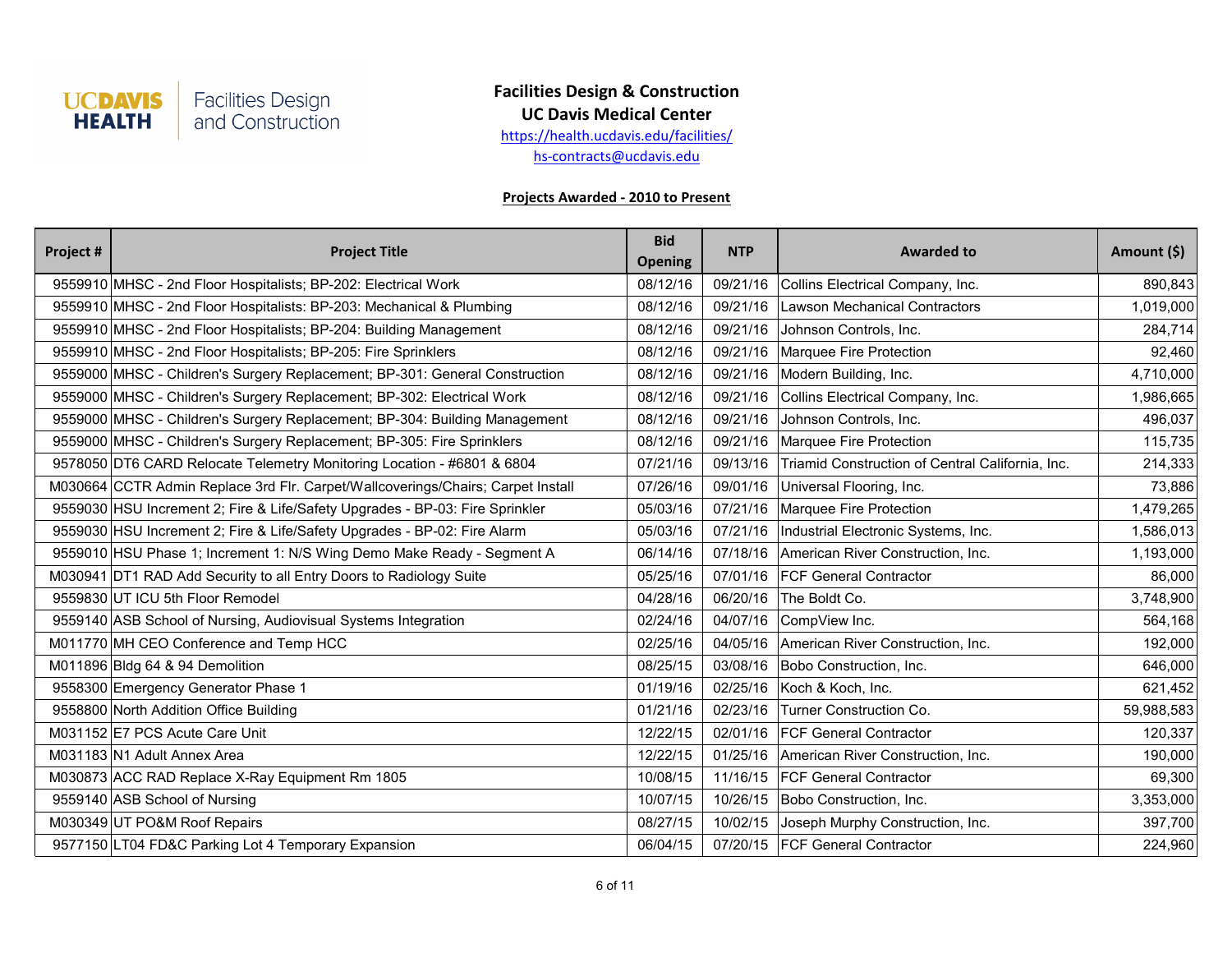UC DAVIS HEALTH | Facilities Design and Construction

**Facilities Design & Construction**
**UC Davis Medical Center**
https://health.ucdavis.edu/facilities/
hs-contracts@ucdavis.edu

**Projects Awarded - 2010 to Present**

| Project # | Project Title | Bid Opening | NTP | Awarded to | Amount ($) |
|---|---|---|---|---|---|
| 9559910 | MHSC - 2nd Floor Hospitalists; BP-202: Electrical Work | 08/12/16 | 09/21/16 | Collins Electrical Company, Inc. | 890,843 |
| 9559910 | MHSC - 2nd Floor Hospitalists: BP-203: Mechanical & Plumbing | 08/12/16 | 09/21/16 | Lawson Mechanical Contractors | 1,019,000 |
| 9559910 | MHSC - 2nd Floor Hospitalists; BP-204: Building Management | 08/12/16 | 09/21/16 | Johnson Controls, Inc. | 284,714 |
| 9559910 | MHSC - 2nd Floor Hospitalists; BP-205: Fire Sprinklers | 08/12/16 | 09/21/16 | Marquee Fire Protection | 92,460 |
| 9559000 | MHSC - Children's Surgery Replacement; BP-301: General Construction | 08/12/16 | 09/21/16 | Modern Building, Inc. | 4,710,000 |
| 9559000 | MHSC - Children's Surgery Replacement; BP-302: Electrical Work | 08/12/16 | 09/21/16 | Collins Electrical Company, Inc. | 1,986,665 |
| 9559000 | MHSC - Children's Surgery Replacement; BP-304: Building Management | 08/12/16 | 09/21/16 | Johnson Controls, Inc. | 496,037 |
| 9559000 | MHSC - Children's Surgery Replacement; BP-305: Fire Sprinklers | 08/12/16 | 09/21/16 | Marquee Fire Protection | 115,735 |
| 9578050 | DT6 CARD Relocate Telemetry Monitoring Location - #6801 & 6804 | 07/21/16 | 09/13/16 | Triamid Construction of Central California, Inc. | 214,333 |
| M030664 | CCTR Admin Replace 3rd Flr. Carpet/Wallcoverings/Chairs; Carpet Install | 07/26/16 | 09/01/16 | Universal Flooring, Inc. | 73,886 |
| 9559030 | HSU Increment 2; Fire & Life/Safety Upgrades - BP-03: Fire Sprinkler | 05/03/16 | 07/21/16 | Marquee Fire Protection | 1,479,265 |
| 9559030 | HSU Increment 2; Fire & Life/Safety Upgrades - BP-02: Fire Alarm | 05/03/16 | 07/21/16 | Industrial Electronic Systems, Inc. | 1,586,013 |
| 9559010 | HSU Phase 1; Increment 1: N/S Wing Demo Make Ready - Segment A | 06/14/16 | 07/18/16 | American River Construction, Inc. | 1,193,000 |
| M030941 | DT1 RAD Add Security to all Entry Doors to Radiology Suite | 05/25/16 | 07/01/16 | FCF General Contractor | 86,000 |
| 9559830 | UT ICU 5th Floor Remodel | 04/28/16 | 06/20/16 | The Boldt Co. | 3,748,900 |
| 9559140 | ASB School of Nursing, Audiovisual Systems Integration | 02/24/16 | 04/07/16 | CompView Inc. | 564,168 |
| M011770 | MH CEO Conference and Temp HCC | 02/25/16 | 04/05/16 | American River Construction, Inc. | 192,000 |
| M011896 | Bldg 64 & 94 Demolition | 08/25/15 | 03/08/16 | Bobo Construction, Inc. | 646,000 |
| 9558300 | Emergency Generator Phase 1 | 01/19/16 | 02/25/16 | Koch & Koch, Inc. | 621,452 |
| 9558800 | North Addition Office Building | 01/21/16 | 02/23/16 | Turner Construction Co. | 59,988,583 |
| M031152 | E7 PCS Acute Care Unit | 12/22/15 | 02/01/16 | FCF General Contractor | 120,337 |
| M031183 | N1 Adult Annex Area | 12/22/15 | 01/25/16 | American River Construction, Inc. | 190,000 |
| M030873 | ACC RAD Replace X-Ray Equipment Rm 1805 | 10/08/15 | 11/16/15 | FCF General Contractor | 69,300 |
| 9559140 | ASB School of Nursing | 10/07/15 | 10/26/15 | Bobo Construction, Inc. | 3,353,000 |
| M030349 | UT PO&M Roof Repairs | 08/27/15 | 10/02/15 | Joseph Murphy Construction, Inc. | 397,700 |
| 9577150 | LT04 FD&C Parking Lot 4 Temporary Expansion | 06/04/15 | 07/20/15 | FCF General Contractor | 224,960 |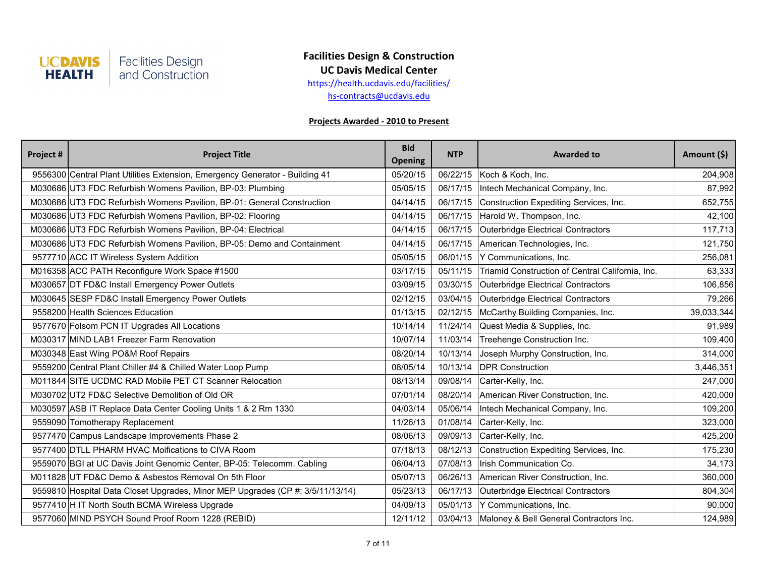UC DAVIS HEALTH | Facilities Design and Construction

# Facilities Design & Construction
## UC Davis Medical Center

https://health.ucdavis.edu/facilities/

hs-contracts@ucdavis.edu

**Projects Awarded - 2010 to Present**

| Project # | Project Title | Bid Opening | NTP | Awarded to | Amount ($) |
|---|---|---|---|---|---|
| 9556300 | Central Plant Utilities Extension, Emergency Generator - Building 41 | 05/20/15 | 06/22/15 | Koch & Koch, Inc. | 204,908 |
| M030686 | UT3 FDC Refurbish Womens Pavilion, BP-03: Plumbing | 05/05/15 | 06/17/15 | Intech Mechanical Company, Inc. | 87,992 |
| M030686 | UT3 FDC Refurbish Womens Pavilion, BP-01: General Construction | 04/14/15 | 06/17/15 | Construction Expediting Services, Inc. | 652,755 |
| M030686 | UT3 FDC Refurbish Womens Pavilion, BP-02: Flooring | 04/14/15 | 06/17/15 | Harold W. Thompson, Inc. | 42,100 |
| M030686 | UT3 FDC Refurbish Womens Pavilion, BP-04: Electrical | 04/14/15 | 06/17/15 | Outerbridge Electrical Contractors | 117,713 |
| M030686 | UT3 FDC Refurbish Womens Pavilion, BP-05: Demo and Containment | 04/14/15 | 06/17/15 | American Technologies, Inc. | 121,750 |
| 9577710 | ACC IT Wireless System Addition | 05/05/15 | 06/01/15 | Y Communications, Inc. | 256,081 |
| M016358 | ACC PATH Reconfigure Work Space #1500 | 03/17/15 | 05/11/15 | Triamid Construction of Central California, Inc. | 63,333 |
| M030657 | DT FD&C Install Emergency Power Outlets | 03/09/15 | 03/30/15 | Outerbridge Electrical Contractors | 106,856 |
| M030645 | SESP FD&C Install Emergency Power Outlets | 02/12/15 | 03/04/15 | Outerbridge Electrical Contractors | 79,266 |
| 9558200 | Health Sciences Education | 01/13/15 | 02/12/15 | McCarthy Building Companies, Inc. | 39,033,344 |
| 9577670 | Folsom PCN IT Upgrades All Locations | 10/14/14 | 11/24/14 | Quest Media & Supplies, Inc. | 91,989 |
| M030317 | MIND LAB1 Freezer Farm Renovation | 10/07/14 | 11/03/14 | Treehenge Construction Inc. | 109,400 |
| M030348 | East Wing PO&M Roof Repairs | 08/20/14 | 10/13/14 | Joseph Murphy Construction, Inc. | 314,000 |
| 9559200 | Central Plant Chiller #4 & Chilled Water Loop Pump | 08/05/14 | 10/13/14 | DPR Construction | 3,446,351 |
| M011844 | SITE UCDMC RAD Mobile PET CT Scanner Relocation | 08/13/14 | 09/08/14 | Carter-Kelly, Inc. | 247,000 |
| M030702 | UT2 FD&C Selective Demolition of Old OR | 07/01/14 | 08/20/14 | American River Construction, Inc. | 420,000 |
| M030597 | ASB IT Replace Data Center Cooling Units 1 & 2 Rm 1330 | 04/03/14 | 05/06/14 | Intech Mechanical Company, Inc. | 109,200 |
| 9559090 | Tomotherapy Replacement | 11/26/13 | 01/08/14 | Carter-Kelly, Inc. | 323,000 |
| 9577470 | Campus Landscape Improvements Phase 2 | 08/06/13 | 09/09/13 | Carter-Kelly, Inc. | 425,200 |
| 9577400 | DTLL PHARM HVAC Moifications to CIVA Room | 07/18/13 | 08/12/13 | Construction Expediting Services, Inc. | 175,230 |
| 9559070 | BGI at UC Davis Joint Genomic Center, BP-05: Telecomm. Cabling | 06/04/13 | 07/08/13 | Irish Communication Co. | 34,173 |
| M011828 | UT FD&C Demo & Asbestos Removal On 5th Floor | 05/07/13 | 06/26/13 | American River Construction, Inc. | 360,000 |
| 9559810 | Hospital Data Closet Upgrades, Minor MEP Upgrades (CP #: 3/5/11/13/14) | 05/23/13 | 06/17/13 | Outerbridge Electrical Contractors | 804,304 |
| 9577410 | H IT North South BCMA Wireless Upgrade | 04/09/13 | 05/01/13 | Y Communications, Inc. | 90,000 |
| 9577060 | MIND PSYCH Sound Proof Room 1228 (REBID) | 12/11/12 | 03/04/13 | Maloney & Bell General Contractors Inc. | 124,989 |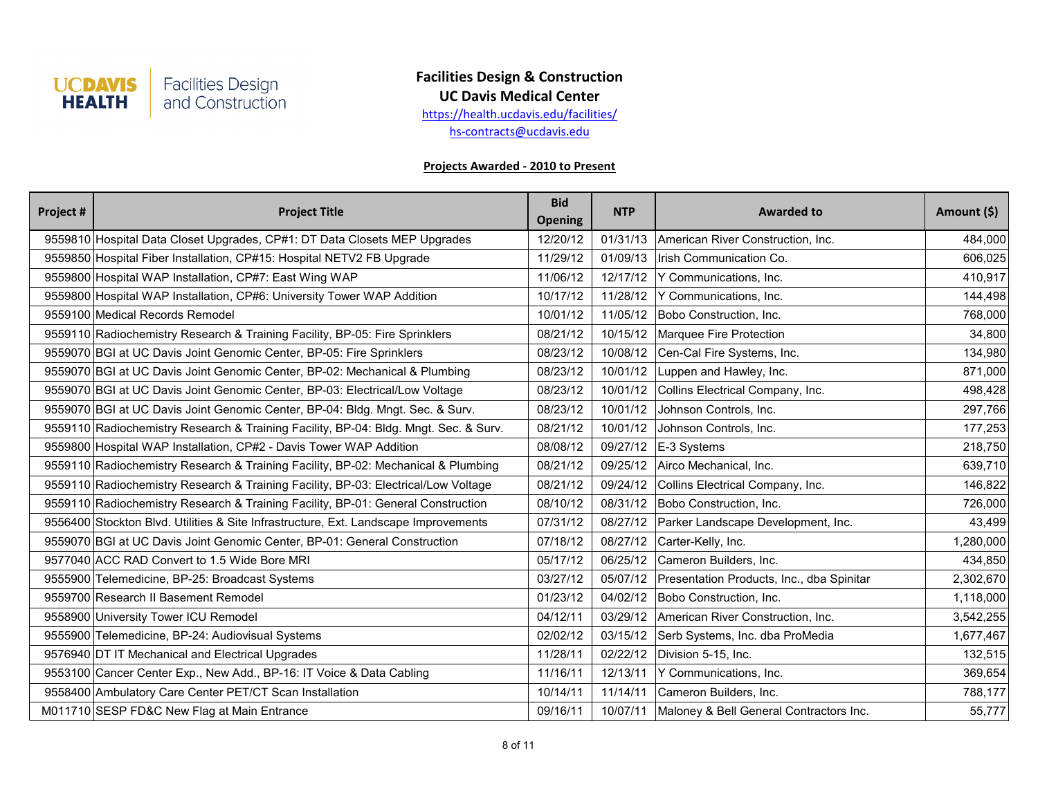UC DAVIS HEALTH | Facilities Design and Construction

**Facilities Design & Construction**
**UC Davis Medical Center**
https://health.ucdavis.edu/facilities/
hs-contracts@ucdavis.edu

**Projects Awarded - 2010 to Present**

| Project # | Project Title | Bid Opening | NTP | Awarded to | Amount ($) |
|---|---|---|---|---|---|
| 9559810 | Hospital Data Closet Upgrades, CP#1: DT Data Closets MEP Upgrades | 12/20/12 | 01/31/13 | American River Construction, Inc. | 484,000 |
| 9559850 | Hospital Fiber Installation, CP#15: Hospital NETV2 FB Upgrade | 11/29/12 | 01/09/13 | Irish Communication Co. | 606,025 |
| 9559800 | Hospital WAP Installation, CP#7: East Wing WAP | 11/06/12 | 12/17/12 | Y Communications, Inc. | 410,917 |
| 9559800 | Hospital WAP Installation, CP#6: University Tower WAP Addition | 10/17/12 | 11/28/12 | Y Communications, Inc. | 144,498 |
| 9559100 | Medical Records Remodel | 10/01/12 | 11/05/12 | Bobo Construction, Inc. | 768,000 |
| 9559110 | Radiochemistry Research & Training Facility, BP-05: Fire Sprinklers | 08/21/12 | 10/15/12 | Marquee Fire Protection | 34,800 |
| 9559070 | BGI at UC Davis Joint Genomic Center, BP-05: Fire Sprinklers | 08/23/12 | 10/08/12 | Cen-Cal Fire Systems, Inc. | 134,980 |
| 9559070 | BGI at UC Davis Joint Genomic Center, BP-02: Mechanical & Plumbing | 08/23/12 | 10/01/12 | Luppen and Hawley, Inc. | 871,000 |
| 9559070 | BGI at UC Davis Joint Genomic Center, BP-03: Electrical/Low Voltage | 08/23/12 | 10/01/12 | Collins Electrical Company, Inc. | 498,428 |
| 9559070 | BGI at UC Davis Joint Genomic Center, BP-04: Bldg. Mngt. Sec. & Surv. | 08/23/12 | 10/01/12 | Johnson Controls, Inc. | 297,766 |
| 9559110 | Radiochemistry Research & Training Facility, BP-04: Bldg. Mngt. Sec. & Surv. | 08/21/12 | 10/01/12 | Johnson Controls, Inc. | 177,253 |
| 9559800 | Hospital WAP Installation, CP#2 - Davis Tower WAP Addition | 08/08/12 | 09/27/12 | E-3 Systems | 218,750 |
| 9559110 | Radiochemistry Research & Training Facility, BP-02: Mechanical & Plumbing | 08/21/12 | 09/25/12 | Airco Mechanical, Inc. | 639,710 |
| 9559110 | Radiochemistry Research & Training Facility, BP-03: Electrical/Low Voltage | 08/21/12 | 09/24/12 | Collins Electrical Company, Inc. | 146,822 |
| 9559110 | Radiochemistry Research & Training Facility, BP-01: General Construction | 08/10/12 | 08/31/12 | Bobo Construction, Inc. | 726,000 |
| 9556400 | Stockton Blvd. Utilities & Site Infrastructure, Ext. Landscape Improvements | 07/31/12 | 08/27/12 | Parker Landscape Development, Inc. | 43,499 |
| 9559070 | BGI at UC Davis Joint Genomic Center, BP-01: General Construction | 07/18/12 | 08/27/12 | Carter-Kelly, Inc. | 1,280,000 |
| 9577040 | ACC RAD Convert to 1.5 Wide Bore MRI | 05/17/12 | 06/25/12 | Cameron Builders, Inc. | 434,850 |
| 9555900 | Telemedicine, BP-25: Broadcast Systems | 03/27/12 | 05/07/12 | Presentation Products, Inc., dba Spinitar | 2,302,670 |
| 9559700 | Research II Basement Remodel | 01/23/12 | 04/02/12 | Bobo Construction, Inc. | 1,118,000 |
| 9558900 | University Tower ICU Remodel | 04/12/11 | 03/29/12 | American River Construction, Inc. | 3,542,255 |
| 9555900 | Telemedicine, BP-24: Audiovisual Systems | 02/02/12 | 03/15/12 | Serb Systems, Inc. dba ProMedia | 1,677,467 |
| 9576940 | DT IT Mechanical and Electrical Upgrades | 11/28/11 | 02/22/12 | Division 5-15, Inc. | 132,515 |
| 9553100 | Cancer Center Exp., New Add., BP-16: IT Voice & Data Cabling | 11/16/11 | 12/13/11 | Y Communications, Inc. | 369,654 |
| 9558400 | Ambulatory Care Center PET/CT Scan Installation | 10/14/11 | 11/14/11 | Cameron Builders, Inc. | 788,177 |
| M011710 | SESP FD&C New Flag at Main Entrance | 09/16/11 | 10/07/11 | Maloney & Bell General Contractors Inc. | 55,777 |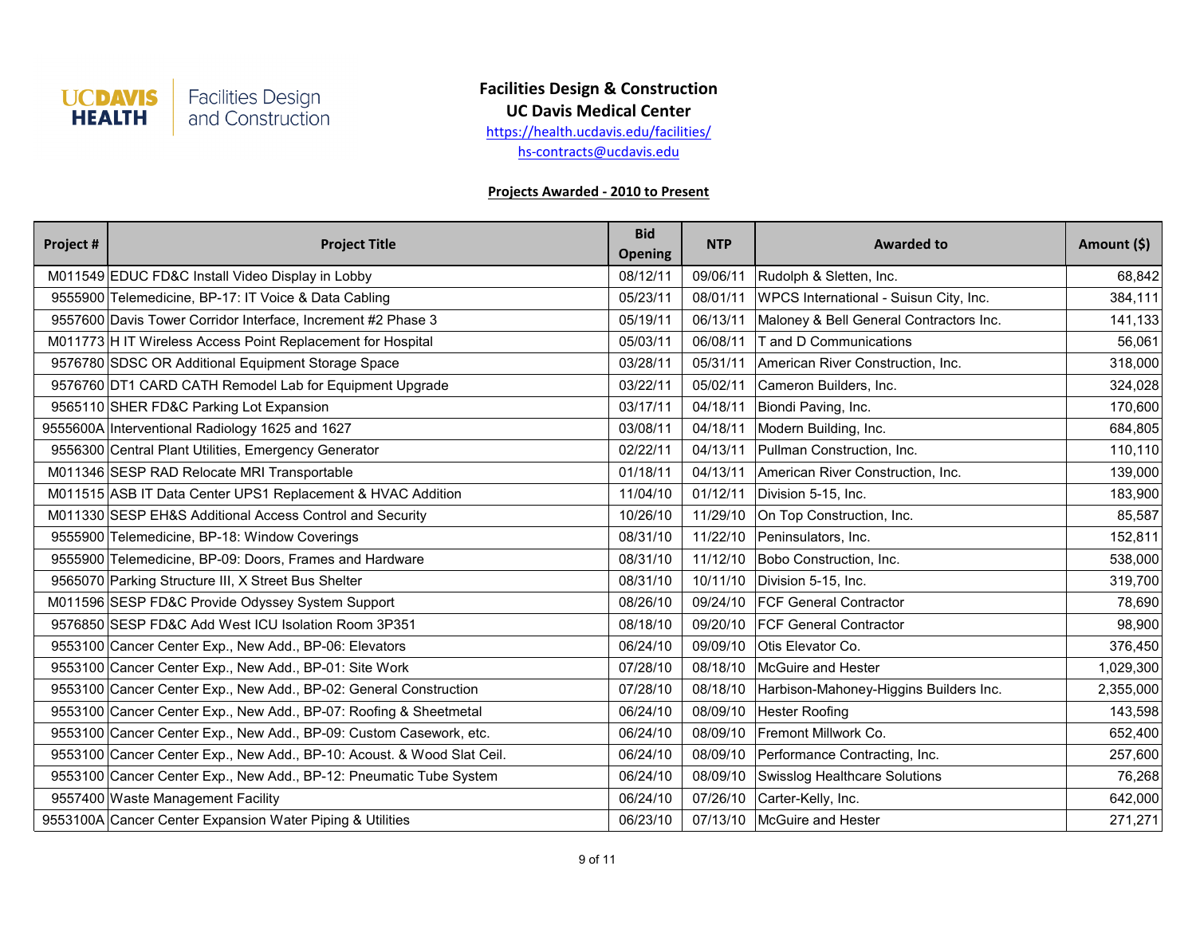UC DAVIS HEALTH | Facilities Design and Construction

**Facilities Design & Construction**
**UC Davis Medical Center**
https://health.ucdavis.edu/facilities/
hs-contracts@ucdavis.edu

**Projects Awarded - 2010 to Present**

| Project # | Project Title | Bid Opening | NTP | Awarded to | Amount ($) |
|---|---|---|---|---|---|
| M011549 | EDUC FD&C Install Video Display in Lobby | 08/12/11 | 09/06/11 | Rudolph & Sletten, Inc. | 68,842 |
| 9555900 | Telemedicine, BP-17: IT Voice & Data Cabling | 05/23/11 | 08/01/11 | WPCS International - Suisun City, Inc. | 384,111 |
| 9557600 | Davis Tower Corridor Interface, Increment #2 Phase 3 | 05/19/11 | 06/13/11 | Maloney & Bell General Contractors Inc. | 141,133 |
| M011773 | H IT Wireless Access Point Replacement for Hospital | 05/03/11 | 06/08/11 | T and D Communications | 56,061 |
| 9576780 | SDSC OR Additional Equipment Storage Space | 03/28/11 | 05/31/11 | American River Construction, Inc. | 318,000 |
| 9576760 | DT1 CARD CATH Remodel Lab for Equipment Upgrade | 03/22/11 | 05/02/11 | Cameron Builders, Inc. | 324,028 |
| 9565110 | SHER FD&C Parking Lot Expansion | 03/17/11 | 04/18/11 | Biondi Paving, Inc. | 170,600 |
| 9555600A | Interventional Radiology 1625 and 1627 | 03/08/11 | 04/18/11 | Modern Building, Inc. | 684,805 |
| 9556300 | Central Plant Utilities, Emergency Generator | 02/22/11 | 04/13/11 | Pullman Construction, Inc. | 110,110 |
| M011346 | SESP RAD Relocate MRI Transportable | 01/18/11 | 04/13/11 | American River Construction, Inc. | 139,000 |
| M011515 | ASB IT Data Center UPS1 Replacement & HVAC Addition | 11/04/10 | 01/12/11 | Division 5-15, Inc. | 183,900 |
| M011330 | SESP EH&S Additional Access Control and Security | 10/26/10 | 11/29/10 | On Top Construction, Inc. | 85,587 |
| 9555900 | Telemedicine, BP-18: Window Coverings | 08/31/10 | 11/22/10 | Peninsulators, Inc. | 152,811 |
| 9555900 | Telemedicine, BP-09: Doors, Frames and Hardware | 08/31/10 | 11/12/10 | Bobo Construction, Inc. | 538,000 |
| 9565070 | Parking Structure III, X Street Bus Shelter | 08/31/10 | 10/11/10 | Division 5-15, Inc. | 319,700 |
| M011596 | SESP FD&C Provide Odyssey System Support | 08/26/10 | 09/24/10 | FCF General Contractor | 78,690 |
| 9576850 | SESP FD&C Add West ICU Isolation Room 3P351 | 08/18/10 | 09/20/10 | FCF General Contractor | 98,900 |
| 9553100 | Cancer Center Exp., New Add., BP-06: Elevators | 06/24/10 | 09/09/10 | Otis Elevator Co. | 376,450 |
| 9553100 | Cancer Center Exp., New Add., BP-01: Site Work | 07/28/10 | 08/18/10 | McGuire and Hester | 1,029,300 |
| 9553100 | Cancer Center Exp., New Add., BP-02: General Construction | 07/28/10 | 08/18/10 | Harbison-Mahoney-Higgins Builders Inc. | 2,355,000 |
| 9553100 | Cancer Center Exp., New Add., BP-07: Roofing & Sheetmetal | 06/24/10 | 08/09/10 | Hester Roofing | 143,598 |
| 9553100 | Cancer Center Exp., New Add., BP-09: Custom Casework, etc. | 06/24/10 | 08/09/10 | Fremont Millwork Co. | 652,400 |
| 9553100 | Cancer Center Exp., New Add., BP-10: Acoust. & Wood Slat Ceil. | 06/24/10 | 08/09/10 | Performance Contracting, Inc. | 257,600 |
| 9553100 | Cancer Center Exp., New Add., BP-12: Pneumatic Tube System | 06/24/10 | 08/09/10 | Swisslog Healthcare Solutions | 76,268 |
| 9557400 | Waste Management Facility | 06/24/10 | 07/26/10 | Carter-Kelly, Inc. | 642,000 |
| 9553100A | Cancer Center Expansion Water Piping & Utilities | 06/23/10 | 07/13/10 | McGuire and Hester | 271,271 |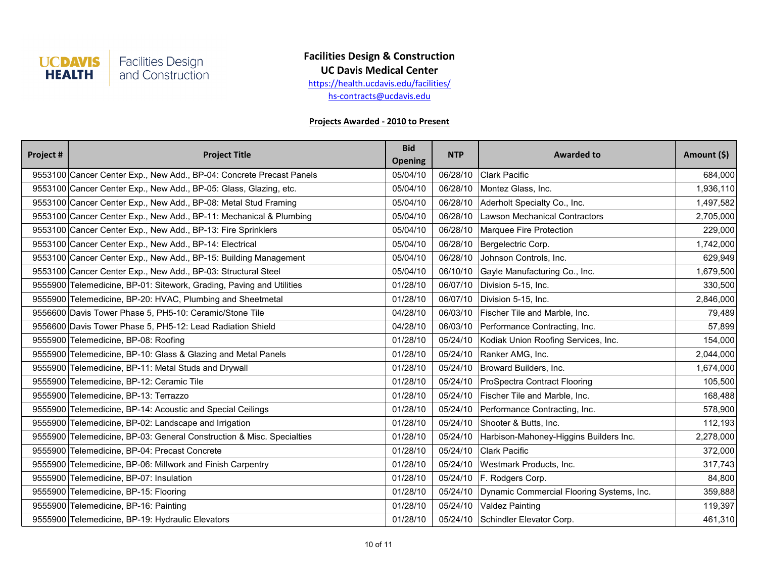UC DAVIS HEALTH | Facilities Design and Construction

**Facilities Design & Construction**
**UC Davis Medical Center**
https://health.ucdavis.edu/facilities/
hs-contracts@ucdavis.edu

**Projects Awarded - 2010 to Present**

| Project # | Project Title | Bid Opening | NTP | Awarded to | Amount ($) |
|---|---|---|---|---|---|
| 9553100 | Cancer Center Exp., New Add., BP-04: Concrete Precast Panels | 05/04/10 | 06/28/10 | Clark Pacific | 684,000 |
| 9553100 | Cancer Center Exp., New Add., BP-05: Glass, Glazing, etc. | 05/04/10 | 06/28/10 | Montez Glass, Inc. | 1,936,110 |
| 9553100 | Cancer Center Exp., New Add., BP-08: Metal Stud Framing | 05/04/10 | 06/28/10 | Aderholt Specialty Co., Inc. | 1,497,582 |
| 9553100 | Cancer Center Exp., New Add., BP-11: Mechanical & Plumbing | 05/04/10 | 06/28/10 | Lawson Mechanical Contractors | 2,705,000 |
| 9553100 | Cancer Center Exp., New Add., BP-13: Fire Sprinklers | 05/04/10 | 06/28/10 | Marquee Fire Protection | 229,000 |
| 9553100 | Cancer Center Exp., New Add., BP-14: Electrical | 05/04/10 | 06/28/10 | Bergelectric Corp. | 1,742,000 |
| 9553100 | Cancer Center Exp., New Add., BP-15: Building Management | 05/04/10 | 06/28/10 | Johnson Controls, Inc. | 629,949 |
| 9553100 | Cancer Center Exp., New Add., BP-03: Structural Steel | 05/04/10 | 06/10/10 | Gayle Manufacturing Co., Inc. | 1,679,500 |
| 9555900 | Telemedicine, BP-01: Sitework, Grading, Paving and Utilities | 01/28/10 | 06/07/10 | Division 5-15, Inc. | 330,500 |
| 9555900 | Telemedicine, BP-20: HVAC, Plumbing and Sheetmetal | 01/28/10 | 06/07/10 | Division 5-15, Inc. | 2,846,000 |
| 9556600 | Davis Tower Phase 5, PH5-10: Ceramic/Stone Tile | 04/28/10 | 06/03/10 | Fischer Tile and Marble, Inc. | 79,489 |
| 9556600 | Davis Tower Phase 5, PH5-12: Lead Radiation Shield | 04/28/10 | 06/03/10 | Performance Contracting, Inc. | 57,899 |
| 9555900 | Telemedicine, BP-08: Roofing | 01/28/10 | 05/24/10 | Kodiak Union Roofing Services, Inc. | 154,000 |
| 9555900 | Telemedicine, BP-10: Glass & Glazing and Metal Panels | 01/28/10 | 05/24/10 | Ranker AMG, Inc. | 2,044,000 |
| 9555900 | Telemedicine, BP-11: Metal Studs and Drywall | 01/28/10 | 05/24/10 | Broward Builders, Inc. | 1,674,000 |
| 9555900 | Telemedicine, BP-12: Ceramic Tile | 01/28/10 | 05/24/10 | ProSpectra Contract Flooring | 105,500 |
| 9555900 | Telemedicine, BP-13: Terrazzo | 01/28/10 | 05/24/10 | Fischer Tile and Marble, Inc. | 168,488 |
| 9555900 | Telemedicine, BP-14: Acoustic and Special Ceilings | 01/28/10 | 05/24/10 | Performance Contracting, Inc. | 578,900 |
| 9555900 | Telemedicine, BP-02: Landscape and Irrigation | 01/28/10 | 05/24/10 | Shooter & Butts, Inc. | 112,193 |
| 9555900 | Telemedicine, BP-03: General Construction & Misc. Specialties | 01/28/10 | 05/24/10 | Harbison-Mahoney-Higgins Builders Inc. | 2,278,000 |
| 9555900 | Telemedicine, BP-04: Precast Concrete | 01/28/10 | 05/24/10 | Clark Pacific | 372,000 |
| 9555900 | Telemedicine, BP-06: Millwork and Finish Carpentry | 01/28/10 | 05/24/10 | Westmark Products, Inc. | 317,743 |
| 9555900 | Telemedicine, BP-07: Insulation | 01/28/10 | 05/24/10 | F. Rodgers Corp. | 84,800 |
| 9555900 | Telemedicine, BP-15: Flooring | 01/28/10 | 05/24/10 | Dynamic Commercial Flooring Systems, Inc. | 359,888 |
| 9555900 | Telemedicine, BP-16: Painting | 01/28/10 | 05/24/10 | Valdez Painting | 119,397 |
| 9555900 | Telemedicine, BP-19: Hydraulic Elevators | 01/28/10 | 05/24/10 | Schindler Elevator Corp. | 461,310 |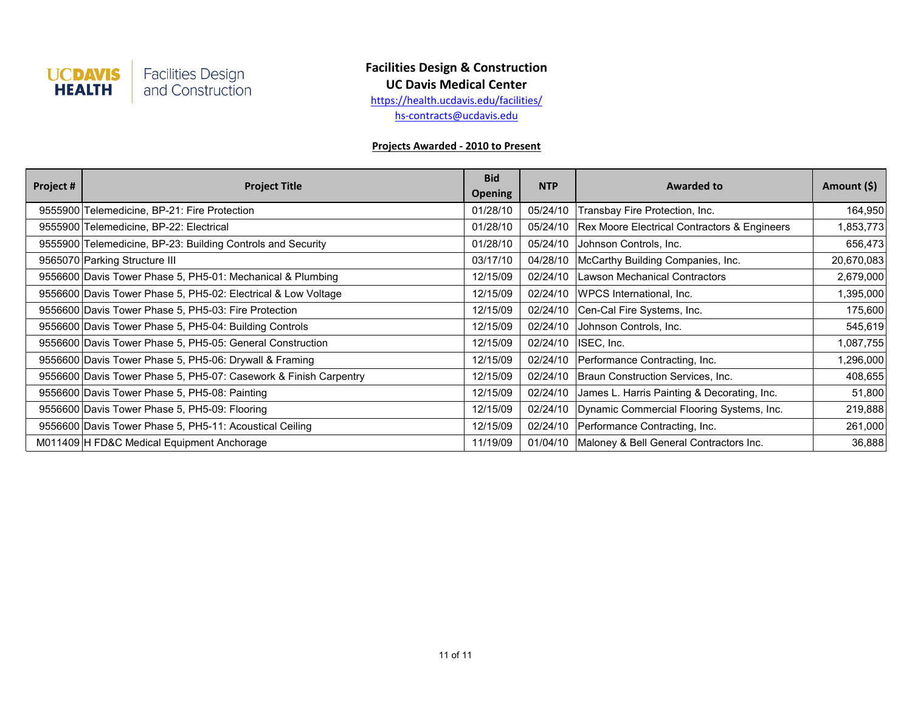UCDAVIS HEALTH | Facilities Design and Construction

**Facilities Design & Construction**
**UC Davis Medical Center**
https://health.ucdavis.edu/facilities/
hs-contracts@ucdavis.edu

**Projects Awarded - 2010 to Present**

| Project # | Project Title | Bid Opening | NTP | Awarded to | Amount ($) |
|---|---|---|---|---|---|
| 9555900 | Telemedicine, BP-21: Fire Protection | 01/28/10 | 05/24/10 | Transbay Fire Protection, Inc. | 164,950 |
| 9555900 | Telemedicine, BP-22: Electrical | 01/28/10 | 05/24/10 | Rex Moore Electrical Contractors & Engineers | 1,853,773 |
| 9555900 | Telemedicine, BP-23: Building Controls and Security | 01/28/10 | 05/24/10 | Johnson Controls, Inc. | 656,473 |
| 9565070 | Parking Structure III | 03/17/10 | 04/28/10 | McCarthy Building Companies, Inc. | 20,670,083 |
| 9556600 | Davis Tower Phase 5, PH5-01: Mechanical & Plumbing | 12/15/09 | 02/24/10 | Lawson Mechanical Contractors | 2,679,000 |
| 9556600 | Davis Tower Phase 5, PH5-02: Electrical & Low Voltage | 12/15/09 | 02/24/10 | WPCS International, Inc. | 1,395,000 |
| 9556600 | Davis Tower Phase 5, PH5-03: Fire Protection | 12/15/09 | 02/24/10 | Cen-Cal Fire Systems, Inc. | 175,600 |
| 9556600 | Davis Tower Phase 5, PH5-04: Building Controls | 12/15/09 | 02/24/10 | Johnson Controls, Inc. | 545,619 |
| 9556600 | Davis Tower Phase 5, PH5-05: General Construction | 12/15/09 | 02/24/10 | ISEC, Inc. | 1,087,755 |
| 9556600 | Davis Tower Phase 5, PH5-06: Drywall & Framing | 12/15/09 | 02/24/10 | Performance Contracting, Inc. | 1,296,000 |
| 9556600 | Davis Tower Phase 5, PH5-07: Casework & Finish Carpentry | 12/15/09 | 02/24/10 | Braun Construction Services, Inc. | 408,655 |
| 9556600 | Davis Tower Phase 5, PH5-08: Painting | 12/15/09 | 02/24/10 | James L. Harris Painting & Decorating, Inc. | 51,800 |
| 9556600 | Davis Tower Phase 5, PH5-09: Flooring | 12/15/09 | 02/24/10 | Dynamic Commercial Flooring Systems, Inc. | 219,888 |
| 9556600 | Davis Tower Phase 5, PH5-11: Acoustical Ceiling | 12/15/09 | 02/24/10 | Performance Contracting, Inc. | 261,000 |
| M011409 | H FD&C Medical Equipment Anchorage | 11/19/09 | 01/04/10 | Maloney & Bell General Contractors Inc. | 36,888 |